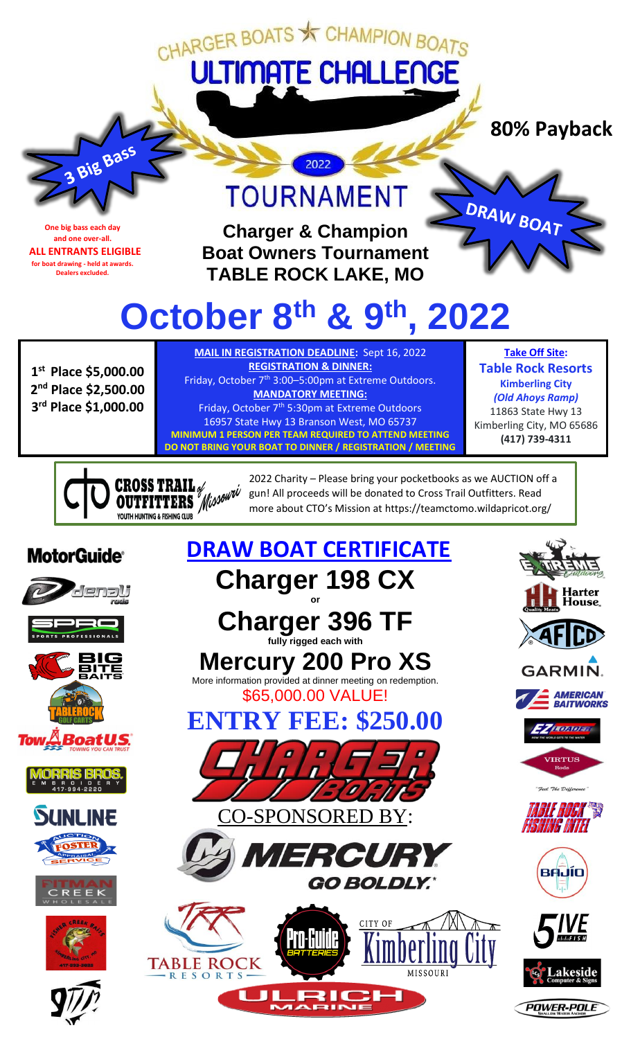# CHARGER BOATS ★ CHAMPION BOATS

# ULTIMATE CHALLENGE

2022

# TOURNAMENT

**80% Payback**

**3 Big Bass**

One big bass each day and one over-all.
**ALL ENTRANTS ELIGIBLE**
for boat drawing - held at awards. Dealers excluded.

**DRAW BOAT**

## Charger & Champion Boat Owners Tournament
## TABLE ROCK LAKE, MO

# October 8th & 9th, 2022

| | | |
|---|---|---|
| 1st Place $5,000.00<br>2nd Place $2,500.00<br>3rd Place $1,000.00 | **MAIL IN REGISTRATION DEADLINE:** Sept 16, 2022<br>**REGISTRATION & DINNER:**<br>Friday, October 7th 3:00–5:00pm at Extreme Outdoors.<br>**MANDATORY MEETING:**<br>Friday, October 7th 5:30pm at Extreme Outdoors<br>16957 State Hwy 13 Branson West, MO 65737<br>**MINIMUM 1 PERSON PER TEAM REQUIRED TO ATTEND MEETING**<br>**DO NOT BRING YOUR BOAT TO DINNER / REGISTRATION / MEETING** | **Take Off Site:**<br>**Table Rock Resorts**<br>**Kimberling City**<br>***(Old Ahoys Ramp)***<br>11863 State Hwy 13<br>Kimberling City, MO 65686<br>**(417) 739-4311** |

CROSS TRAIL OUTFITTERS of Missouri — YOUTH HUNTING & FISHING CLUB

2022 Charity – Please bring your pocketbooks as we AUCTION off a gun! All proceeds will be donated to Cross Trail Outfitters. Read more about CTO's Mission at https://teamctomo.wildapricot.org/

## DRAW BOAT CERTIFICATE

## Charger 198 CX

or

## Charger 396 TF

fully rigged each with

## Mercury 200 Pro XS

More information provided at dinner meeting on redemption.

$65,000.00 VALUE!

# ENTRY FEE: $250.00

CHARGER BOATS

CO-SPONSORED BY:

MERCURY GO BOLDLY.

TABLE ROCK RESORTS

Pro-Guide BATTERIES

CITY OF Kimberling City MISSOURI

ULRICH MARINE

MotorGuide

denali rods

SPRO SPORTS PROFESSIONALS

BIG BITE BAITS

TABLEROCK GOLF CARTS

TowBoatUS TOWING YOU CAN TRUST

MORRIS BROS. EMBROIDERY 417-994-2220

SUNLINE

FOSTER AUCTION APPRAISAL SERVICE

PITMAN CREEK WHOLESALE

FISHER CREEK BAITS KIMBERLING CITY, MO 417-993-2620

EXTREME Outdoors

Harter House Quality Meats

AFTCO

GARMIN.

AMERICAN BAITWORKS

EZ LOADER

VIRTUS Rods "Feel The Difference"

TABLE ROCK FISHING INTEL

BAJIO

5IVE

Lakeside Computer & Signs

POWER-POLE SHALLOW WATER ANCHOR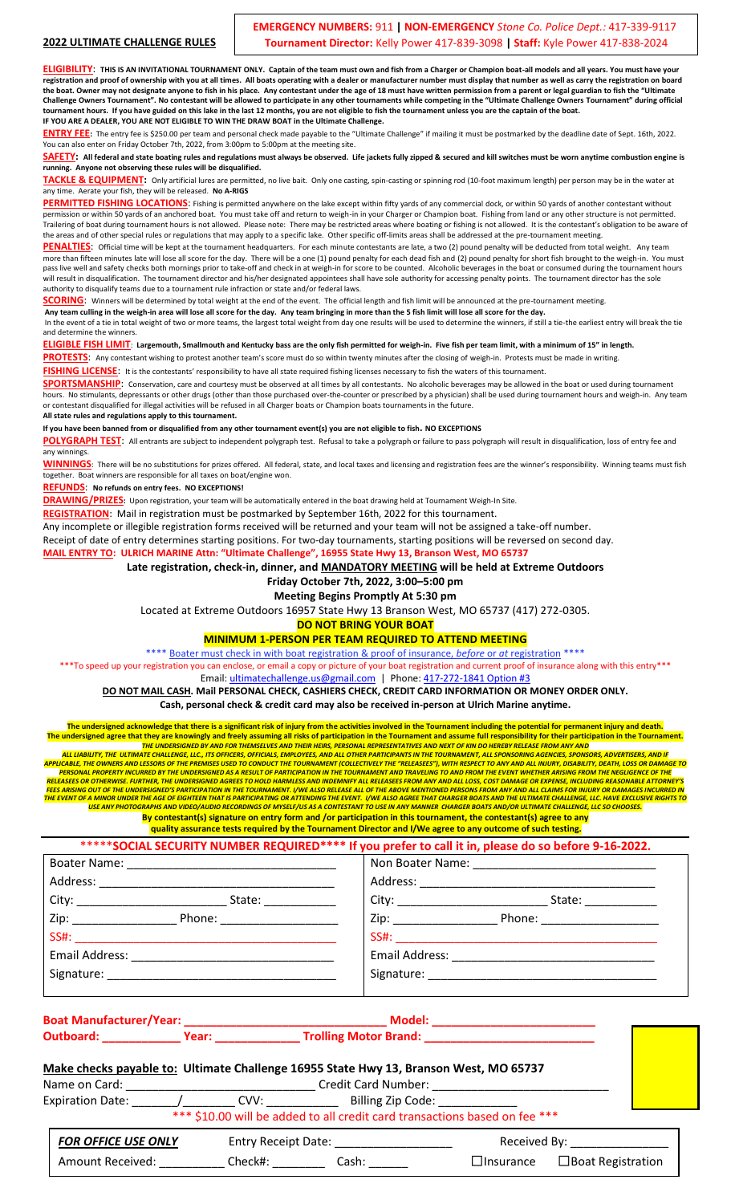**2022 ULTIMATE CHALLENGE RULES**

**EMERGENCY NUMBERS:** 911 **|** **NON-EMERGENCY** *Stone Co. Police Dept.:* 417-339-9117
**Tournament Director:** Kelly Power 417-839-3098 **|** **Staff:** Kyle Power 417-838-2024

**ELIGIBILITY**: **THIS IS AN INVITATIONAL TOURNAMENT ONLY. Captain of the team must own and fish from a Charger or Champion boat-all models and all years. You must have your registration and proof of ownership with you at all times. All boats operating with a dealer or manufacturer number must display that number as well as carry the registration on board the boat. Owner may not designate anyone to fish in his place. Any contestant under the age of 18 must have written permission from a parent or legal guardian to fish the "Ultimate Challenge Owners Tournament". No contestant will be allowed to participate in any other tournaments while competing in the "Ultimate Challenge Owners Tournament" during official tournament hours. If you have guided on this lake in the last 12 months, you are not eligible to fish the tournament unless you are the captain of the boat.**
**IF YOU ARE A DEALER, YOU ARE NOT ELIGIBLE TO WIN THE DRAW BOAT in the Ultimate Challenge.**

**ENTRY FEE:** The entry fee is $250.00 per team and personal check made payable to the "Ultimate Challenge" if mailing it must be postmarked by the deadline date of Sept. 16th, 2022. You can also enter on Friday October 7th, 2022, from 3:00pm to 5:00pm at the meeting site.

**SAFETY: All federal and state boating rules and regulations must always be observed. Life jackets fully zipped & secured and kill switches must be worn anytime combustion engine is running. Anyone not observing these rules will be disqualified.**

**TACKLE & EQUIPMENT:** Only artificial lures are permitted, no live bait. Only one casting, spin-casting or spinning rod (10-foot maximum length) per person may be in the water at any time. Aerate your fish, they will be released. **No A-RIGS**

**PERMITTED FISHING LOCATIONS**: Fishing is permitted anywhere on the lake except within fifty yards of any commercial dock, or within 50 yards of another contestant without permission or within 50 yards of an anchored boat. You must take off and return to weigh-in in your Charger or Champion boat. Fishing from land or any other structure is not permitted. Trailering of boat during tournament hours is not allowed. Please note: There may be restricted areas where boating or fishing is not allowed. It is the contestant's obligation to be aware of the areas and of other special rules or regulations that may apply to a specific lake. Other specific off-limits areas shall be addressed at the pre-tournament meeting.

**PENALTIES**: Official time will be kept at the tournament headquarters. For each minute contestants are late, a two (2) pound penalty will be deducted from total weight. Any team more than fifteen minutes late will lose all score for the day. There will be a one (1) pound penalty for each dead fish and (2) pound penalty for short fish brought to the weigh-in. You must pass live well and safety checks both mornings prior to take-off and check in at weigh-in for score to be counted. Alcoholic beverages in the boat or consumed during the tournament hours will result in disqualification. The tournament director and his/her designated appointees shall have sole authority for accessing penalty points. The tournament director has the sole authority to disqualify teams due to a tournament rule infraction or state and/or federal laws.

**SCORING**: Winners will be determined by total weight at the end of the event. The official length and fish limit will be announced at the pre-tournament meeting.
**Any team culling in the weigh-in area will lose all score for the day. Any team bringing in more than the 5 fish limit will lose all score for the day.**
In the event of a tie in total weight of two or more teams, the largest total weight from day one results will be used to determine the winners, if still a tie-the earliest entry will break the tie and determine the winners.

**ELIGIBLE FISH LIMIT**: **Largemouth, Smallmouth and Kentucky bass are the only fish permitted for weigh-in. Five fish per team limit, with a minimum of 15" in length.**

**PROTESTS**: Any contestant wishing to protest another team's score must do so within twenty minutes after the closing of weigh-in. Protests must be made in writing.

**FISHING LICENSE**: It is the contestants' responsibility to have all state required fishing licenses necessary to fish the waters of this tournament.

**SPORTSMANSHIP**: Conservation, care and courtesy must be observed at all times by all contestants. No alcoholic beverages may be allowed in the boat or used during tournament hours. No stimulants, depressants or other drugs (other than those purchased over-the-counter or prescribed by a physician) shall be used during tournament hours and weigh-in. Any team or contestant disqualified for illegal activities will be refused in all Charger boats or Champion boats tournaments in the future.
**All state rules and regulations apply to this tournament.**

**If you have been banned from or disqualified from any other tournament event(s) you are not eligible to fish. NO EXCEPTIONS**

**POLYGRAPH TEST**: All entrants are subject to independent polygraph test. Refusal to take a polygraph or failure to pass polygraph will result in disqualification, loss of entry fee and any winnings.

**WINNINGS**: There will be no substitutions for prizes offered. All federal, state, and local taxes and licensing and registration fees are the winner's responsibility. Winning teams must fish together. Boat winners are responsible for all taxes on boat/engine won.

**REFUNDS**: **No refunds on entry fees. NO EXCEPTIONS!**

**DRAWING/PRIZES**: Upon registration, your team will be automatically entered in the boat drawing held at Tournament Weigh-In Site.

**REGISTRATION**: Mail in registration must be postmarked by September 16th, 2022 for this tournament.

Any incomplete or illegible registration forms received will be returned and your team will not be assigned a take-off number.

Receipt of date of entry determines starting positions. For two-day tournaments, starting positions will be reversed on second day.

**MAIL ENTRY TO: ULRICH MARINE Attn: "Ultimate Challenge", 16955 State Hwy 13, Branson West, MO 65737**

**Late registration, check-in, dinner, and MANDATORY MEETING will be held at Extreme Outdoors**

**Friday October 7th, 2022, 3:00–5:00 pm**

**Meeting Begins Promptly At 5:30 pm**

Located at Extreme Outdoors 16957 State Hwy 13 Branson West, MO 65737 (417) 272-0305.

**DO NOT BRING YOUR BOAT**

**MINIMUM 1-PERSON PER TEAM REQUIRED TO ATTEND MEETING**

\*\*\*\* Boater must check in with boat registration & proof of insurance, *before* or *at* registration \*\*\*\*

\*\*\*To speed up your registration you can enclose, or email a copy or picture of your boat registration and current proof of insurance along with this entry\*\*\*

Email: ultimatechallenge.us@gmail.com | Phone: 417-272-1841 Option #3

**DO NOT MAIL CASH. Mail PERSONAL CHECK, CASHIERS CHECK, CREDIT CARD INFORMATION OR MONEY ORDER ONLY.**

**Cash, personal check & credit card may also be received in-person at Ulrich Marine anytime.**

**The undersigned acknowledge that there is a significant risk of injury from the activities involved in the Tournament including the potential for permanent injury and death. The undersigned agree that they are knowingly and freely assuming all risks of participation in the Tournament and assume full responsibility for their participation in the Tournament.**
***THE UNDERSIGNED BY AND FOR THEMSELVES AND THEIR HEIRS, PERSONAL REPRESENTATIVES AND NEXT OF KIN DO HEREBY RELEASE FROM ANY AND ALL LIABILITY, THE ULTIMATE CHALLENGE, LLC., ITS OFFICERS, OFFICIALS, EMPLOYEES, AND ALL OTHER PARTICIPANTS IN THE TOURNAMENT, ALL SPONSORING AGENCIES, SPONSORS, ADVERTISERS, AND IF APPLICABLE, THE OWNERS AND LESSORS OF THE PREMISES USED TO CONDUCT THE TOURNAMENT (COLLECTIVELY THE "RELEASEES"), WITH RESPECT TO ANY AND ALL INJURY, DISABILITY, DEATH, LOSS OR DAMAGE TO PERSONAL PROPERTY INCURRED BY THE UNDERSIGNED AS A RESULT OF PARTICIPATION IN THE TOURNAMENT AND TRAVELING TO AND FROM THE EVENT WHETHER ARISING FROM THE NEGLIGENCE OF THE RELEASEES OR OTHERWISE. FURTHER, THE UNDERSIGNED AGREES TO HOLD HARMLESS AND INDEMNIFY ALL RELEASEES FROM ANY AND ALL LOSS, COST DAMAGE OR EXPENSE, INCLUDING REASONABLE ATTORNEY'S FEES ARISING OUT OF THE UNDERSIGNED'S PARTICIPATION IN THE TOURNAMENT. I/WE ALSO RELEASE ALL OF THE ABOVE MENTIONED PERSONS FROM ANY AND ALL CLAIMS FOR INJURY OR DAMAGES INCURRED IN THE EVENT OF A MINOR UNDER THE AGE OF EIGHTEEN THAT IS PARTICIPATING OR ATTENDING THE EVENT. I/WE ALSO AGREE THAT CHARGER BOATS AND THE ULTIMATE CHALLENGE, LLC. HAVE EXCLUSIVE RIGHTS TO USE ANY PHOTOGRAPHS AND VIDEO/AUDIO RECORDINGS OF MYSELF/US AS A CONTESTANT TO USE IN ANY MANNER CHARGER BOATS AND/OR ULTIMATE CHALLENGE, LLC SO CHOOSES.***

**By contestant(s) signature on entry form and /or participation in this tournament, the contestant(s) agree to any quality assurance tests required by the Tournament Director and I/We agree to any outcome of such testing.**

**\*\*\*\*\*SOCIAL SECURITY NUMBER REQUIRED\*\*\*\* If you prefer to call it in, please do so before 9-16-2022.**

| | |
|---|---|
| Boater Name: ______________________ | Non Boater Name: ______________________ |
| Address: ______________________ | Address: ______________________ |
| City: ____________ State: ________ | City: ____________ State: ________ |
| Zip: ____________ Phone: ____________ | Zip: ____________ Phone: ____________ |
| SS#: ______________________ | SS#: ______________________ |
| Email Address: ______________________ | Email Address: ______________________ |
| Signature: ______________________ | Signature: ______________________ |

**Boat Manufacturer/Year: ______________________ Model: ______________________**

**Outboard: ____________ Year: ____________ Trolling Motor Brand: ______________________**

**Make checks payable to: Ultimate Challenge 16955 State Hwy 13, Branson West, MO 65737**

Name on Card: ______________________ Credit Card Number: ______________________

Expiration Date: ______/______ CVV: ________ Billing Zip Code: ____________

\*\*\* $10.00 will be added to all credit card transactions based on fee \*\*\*

| | | | |
|---|---|---|---|
| ***FOR OFFICE USE ONLY*** | Entry Receipt Date: ____________ | | Received By: ____________ |
| Amount Received: ________ | Check#: ________ | Cash: ______ | ☐Insurance ☐Boat Registration |